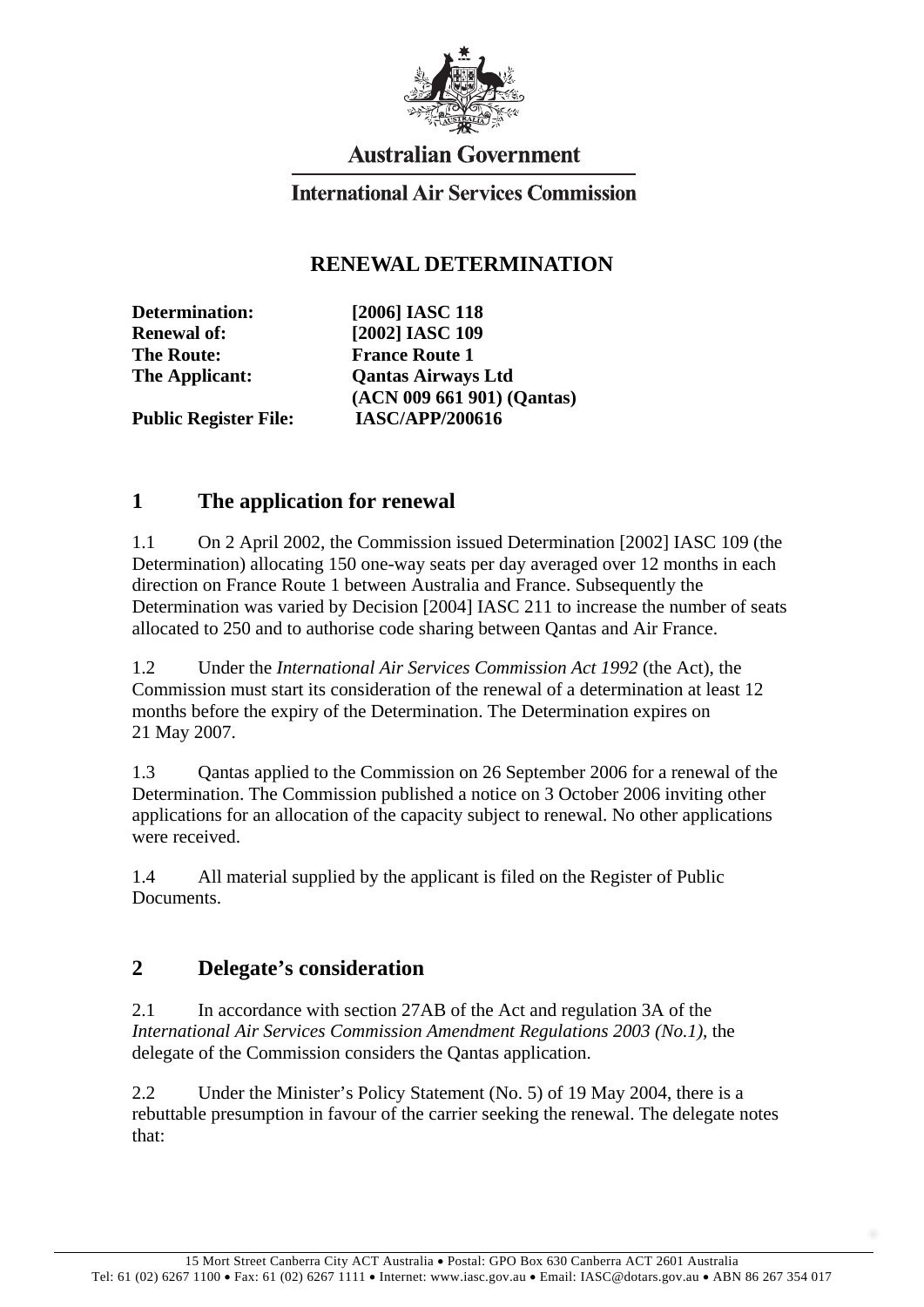**Australian Government**

**International Air Services Commission**

# RENEWAL DETERMINATION

| | |
|---|---|
| **Determination:** | **[2006] IASC 118** |
| **Renewal of:** | **[2002] IASC 109** |
| **The Route:** | **France Route 1** |
| **The Applicant:** | **Qantas Airways Ltd (ACN 009 661 901) (Qantas)** |
| **Public Register File:** | **IASC/APP/200616** |

## 1 The application for renewal

1.1 On 2 April 2002, the Commission issued Determination [2002] IASC 109 (the Determination) allocating 150 one-way seats per day averaged over 12 months in each direction on France Route 1 between Australia and France. Subsequently the Determination was varied by Decision [2004] IASC 211 to increase the number of seats allocated to 250 and to authorise code sharing between Qantas and Air France.

1.2 Under the *International Air Services Commission Act 1992* (the Act), the Commission must start its consideration of the renewal of a determination at least 12 months before the expiry of the Determination. The Determination expires on 21 May 2007.

1.3 Qantas applied to the Commission on 26 September 2006 for a renewal of the Determination. The Commission published a notice on 3 October 2006 inviting other applications for an allocation of the capacity subject to renewal. No other applications were received.

1.4 All material supplied by the applicant is filed on the Register of Public Documents.

## 2 Delegate's consideration

2.1 In accordance with section 27AB of the Act and regulation 3A of the *International Air Services Commission Amendment Regulations 2003 (No.1)*, the delegate of the Commission considers the Qantas application.

2.2 Under the Minister's Policy Statement (No. 5) of 19 May 2004, there is a rebuttable presumption in favour of the carrier seeking the renewal. The delegate notes that: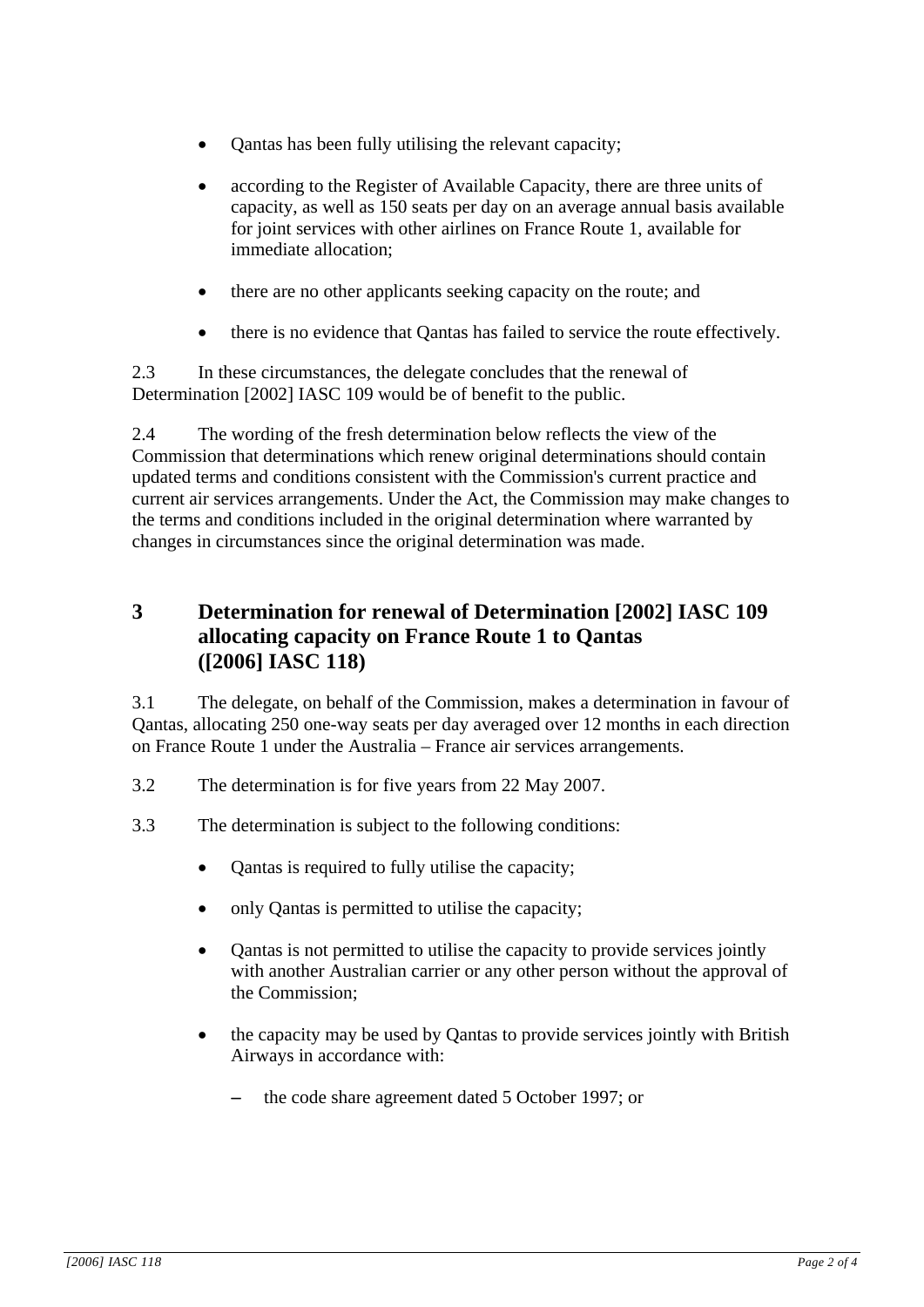- Qantas has been fully utilising the relevant capacity;
- according to the Register of Available Capacity, there are three units of capacity, as well as 150 seats per day on an average annual basis available for joint services with other airlines on France Route 1, available for immediate allocation;
- there are no other applicants seeking capacity on the route; and
- there is no evidence that Qantas has failed to service the route effectively.

2.3 In these circumstances, the delegate concludes that the renewal of Determination [2002] IASC 109 would be of benefit to the public.

2.4 The wording of the fresh determination below reflects the view of the Commission that determinations which renew original determinations should contain updated terms and conditions consistent with the Commission's current practice and current air services arrangements. Under the Act, the Commission may make changes to the terms and conditions included in the original determination where warranted by changes in circumstances since the original determination was made.

## 3 Determination for renewal of Determination [2002] IASC 109 allocating capacity on France Route 1 to Qantas ([2006] IASC 118)

3.1 The delegate, on behalf of the Commission, makes a determination in favour of Qantas, allocating 250 one-way seats per day averaged over 12 months in each direction on France Route 1 under the Australia – France air services arrangements.

3.2 The determination is for five years from 22 May 2007.

3.3 The determination is subject to the following conditions:

- Qantas is required to fully utilise the capacity;
- only Qantas is permitted to utilise the capacity;
- Qantas is not permitted to utilise the capacity to provide services jointly with another Australian carrier or any other person without the approval of the Commission;
- the capacity may be used by Qantas to provide services jointly with British Airways in accordance with:
  - the code share agreement dated 5 October 1997; or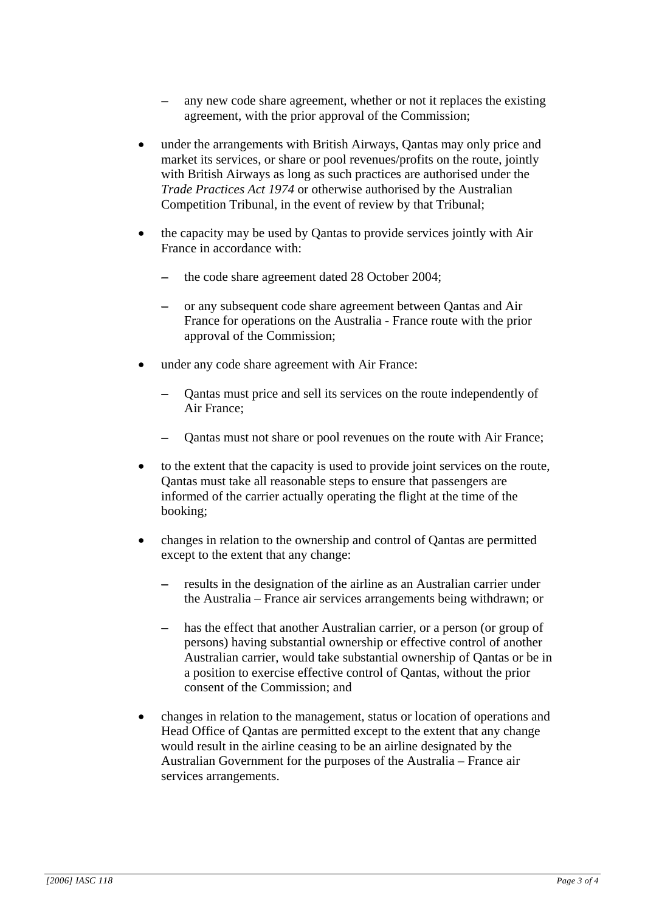- any new code share agreement, whether or not it replaces the existing agreement, with the prior approval of the Commission;

- under the arrangements with British Airways, Qantas may only price and market its services, or share or pool revenues/profits on the route, jointly with British Airways as long as such practices are authorised under the *Trade Practices Act 1974* or otherwise authorised by the Australian Competition Tribunal, in the event of review by that Tribunal;

- the capacity may be used by Qantas to provide services jointly with Air France in accordance with:

  - the code share agreement dated 28 October 2004;

  - or any subsequent code share agreement between Qantas and Air France for operations on the Australia - France route with the prior approval of the Commission;

- under any code share agreement with Air France:

  - Qantas must price and sell its services on the route independently of Air France;

  - Qantas must not share or pool revenues on the route with Air France;

- to the extent that the capacity is used to provide joint services on the route, Qantas must take all reasonable steps to ensure that passengers are informed of the carrier actually operating the flight at the time of the booking;

- changes in relation to the ownership and control of Qantas are permitted except to the extent that any change:

  - results in the designation of the airline as an Australian carrier under the Australia – France air services arrangements being withdrawn; or

  - has the effect that another Australian carrier, or a person (or group of persons) having substantial ownership or effective control of another Australian carrier, would take substantial ownership of Qantas or be in a position to exercise effective control of Qantas, without the prior consent of the Commission; and

- changes in relation to the management, status or location of operations and Head Office of Qantas are permitted except to the extent that any change would result in the airline ceasing to be an airline designated by the Australian Government for the purposes of the Australia – France air services arrangements.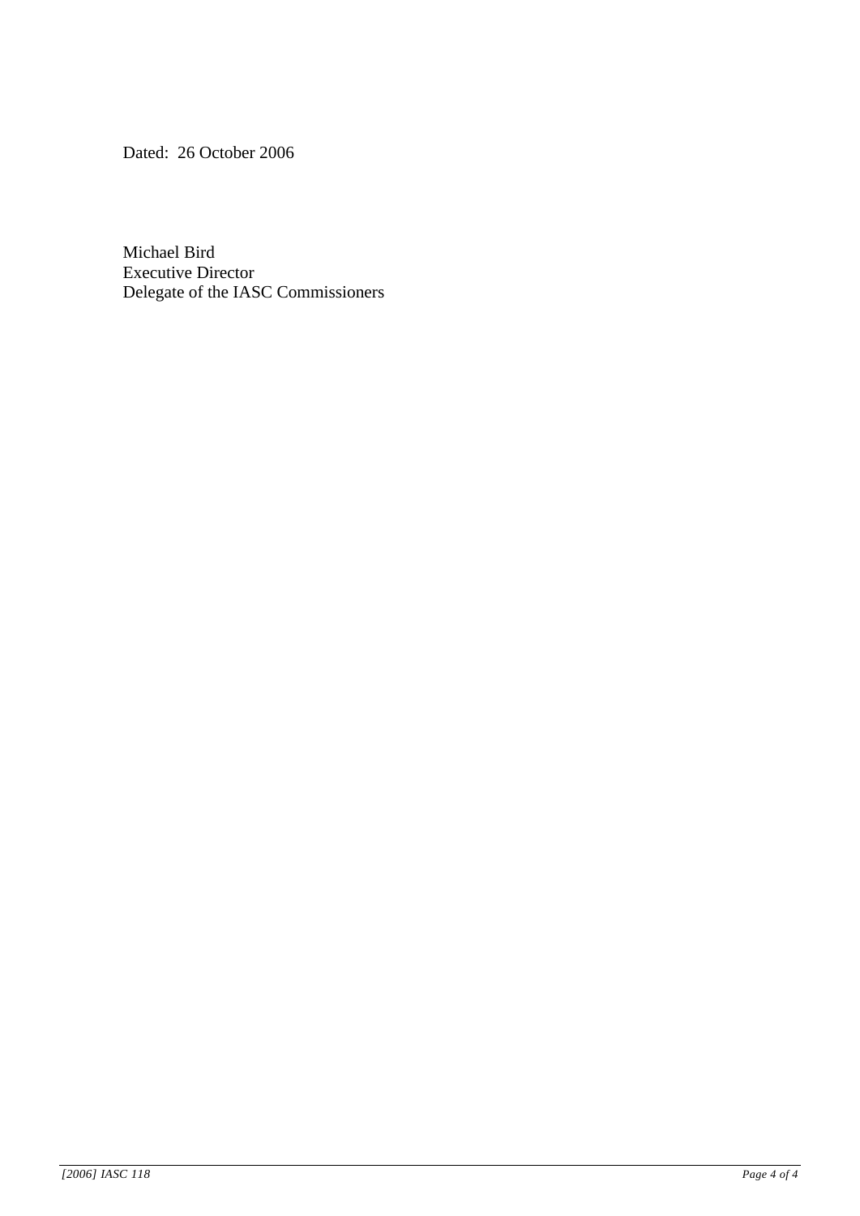Dated: 26 October 2006

Michael Bird
Executive Director
Delegate of the IASC Commissioners